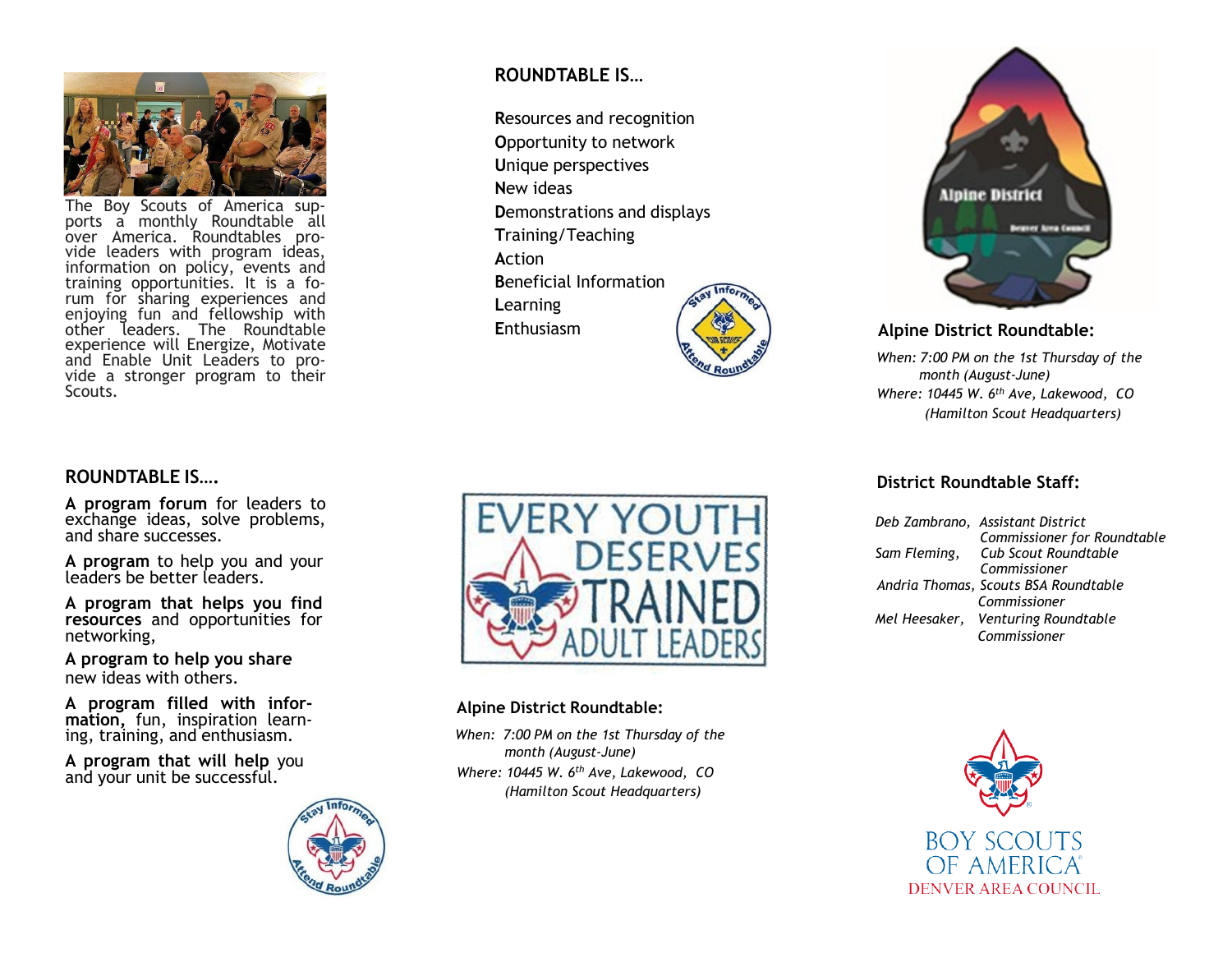The Boy Scouts of America supports a monthly Roundtable all over America. Roundtables provide leaders with program ideas, information on policy, events and training opportunities. It is a forum for sharing experiences and enjoying fun and fellowship with other leaders. The Roundtable experience will Energize, Motivate and Enable Unit Leaders to provide a stronger program to their Scouts.

## ROUNDTABLE IS….

**A program forum** for leaders to exchange ideas, solve problems, and share successes.

**A program** to help you and your leaders be better leaders.

**A program that helps you find resources** and opportunities for networking,

**A program to help you share** new ideas with others.

**A program filled with information,** fun, inspiration learning, training, and enthusiasm.

**A program that will help** you and your unit be successful.

## ROUNDTABLE IS…

**R**esources and recognition
**O**pportunity to network
**U**nique perspectives
**N**ew ideas
**D**emonstrations and displays
**T**raining/Teaching
**A**ction
**B**eneficial Information
**L**earning
**E**nthusiasm

EVERY YOUTH DESERVES TRAINED ADULT LEADERS

### Alpine District Roundtable:

*When: 7:00 PM on the 1st Thursday of the month (August-June)*
*Where: 10445 W. 6th Ave, Lakewood, CO (Hamilton Scout Headquarters)*

### Alpine District Roundtable:

*When: 7:00 PM on the 1st Thursday of the month (August-June)*
*Where: 10445 W. 6th Ave, Lakewood, CO (Hamilton Scout Headquarters)*

### District Roundtable Staff:

*Deb Zambrano, Assistant District Commissioner for Roundtable*
*Sam Fleming, Cub Scout Roundtable Commissioner*
*Andria Thomas, Scouts BSA Roundtable Commissioner*
*Mel Heesaker, Venturing Roundtable Commissioner*

BOY SCOUTS OF AMERICA
DENVER AREA COUNCIL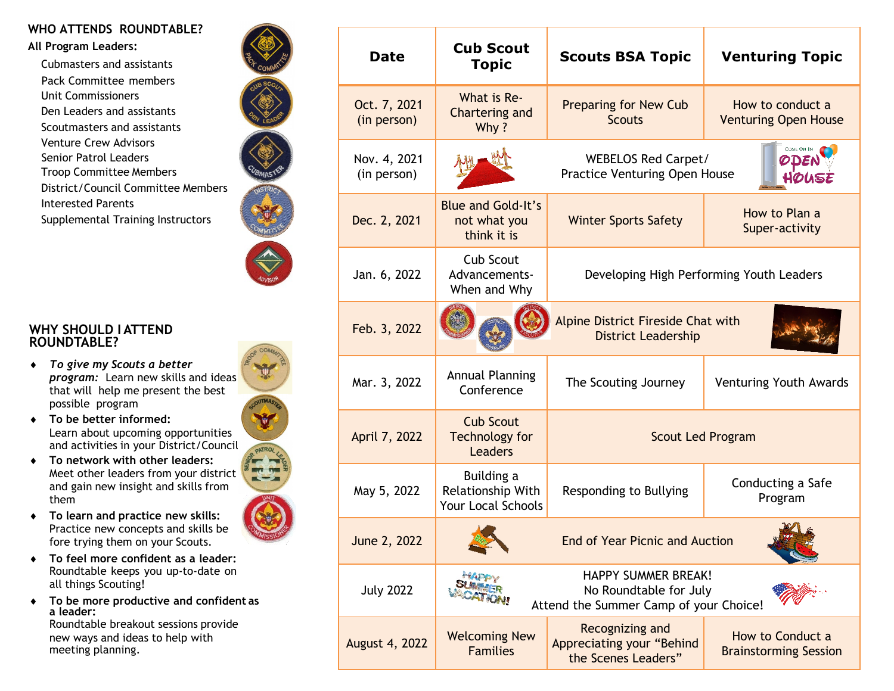## WHO ATTENDS ROUNDTABLE?

**All Program Leaders:**

- Cubmasters and assistants
- Pack Committee members
- Unit Commissioners
- Den Leaders and assistants
- Scoutmasters and assistants
- Venture Crew Advisors
- Senior Patrol Leaders
- Troop Committee Members
- District/Council Committee Members
- Interested Parents
- Supplemental Training Instructors

## WHY SHOULD I ATTEND ROUNDTABLE?

- ***To give my Scouts a better program:*** Learn new skills and ideas that will help me present the best possible program
- **To be better informed:** Learn about upcoming opportunities and activities in your District/Council
- **To network with other leaders:** Meet other leaders from your district and gain new insight and skills from them
- **To learn and practice new skills:** Practice new concepts and skills be fore trying them on your Scouts.
- **To feel more confident as a leader:** Roundtable keeps you up-to-date on all things Scouting!
- **To be more productive and confident as a leader:** Roundtable breakout sessions provide new ways and ideas to help with meeting planning.

| Date | Cub Scout Topic | Scouts BSA Topic | Venturing Topic |
|---|---|---|---|
| Oct. 7, 2021 (in person) | What is Re-Chartering and Why ? | Preparing for New Cub Scouts | How to conduct a Venturing Open House |
| Nov. 4, 2021 (in person) | WEBELOS Red Carpet/ Practice Venturing Open House | | |
| Dec. 2, 2021 | Blue and Gold-It's not what you think it is | Winter Sports Safety | How to Plan a Super-activity |
| Jan. 6, 2022 | Cub Scout Advancements- When and Why | Developing High Performing Youth Leaders | |
| Feb. 3, 2022 | Alpine District Fireside Chat with District Leadership | | |
| Mar. 3, 2022 | Annual Planning Conference | The Scouting Journey | Venturing Youth Awards |
| April 7, 2022 | Cub Scout Technology for Leaders | Scout Led Program | |
| May 5, 2022 | Building a Relationship With Your Local Schools | Responding to Bullying | Conducting a Safe Program |
| June 2, 2022 | End of Year Picnic and Auction | | |
| July 2022 | HAPPY SUMMER BREAK! No Roundtable for July Attend the Summer Camp of your Choice! | | |
| August 4, 2022 | Welcoming New Families | Recognizing and Appreciating your "Behind the Scenes Leaders" | How to Conduct a Brainstorming Session |